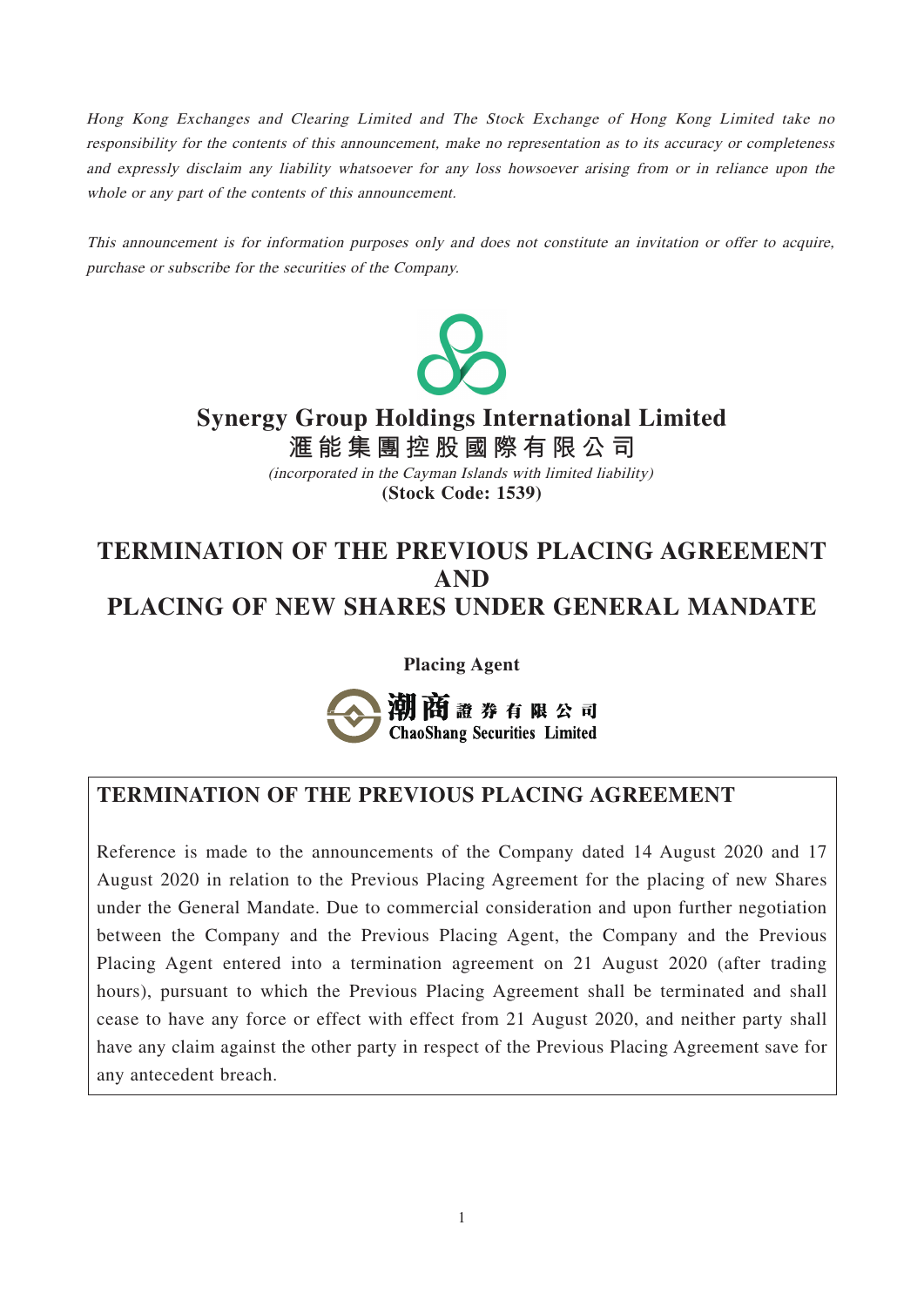*Hong Kong Exchanges and Clearing Limited and The Stock Exchange of Hong Kong Limited take no responsibility for the contents of this announcement, make no representation as to its accuracy or completeness and expressly disclaim any liability whatsoever for any loss howsoever arising from or in reliance upon the whole or any part of the contents of this announcement.*

*This announcement is for information purposes only and does not constitute an invitation or offer to acquire, purchase or subscribe for the securities of the Company.*

# Synergy Group Holdings International Limited
# 滙能集團控股國際有限公司

*(incorporated in the Cayman Islands with limited liability)*

**(Stock Code: 1539)**

# TERMINATION OF THE PREVIOUS PLACING AGREEMENT AND PLACING OF NEW SHARES UNDER GENERAL MANDATE

**Placing Agent**

**潮商證券有限公司**
**ChaoShang Securities Limited**

## TERMINATION OF THE PREVIOUS PLACING AGREEMENT

Reference is made to the announcements of the Company dated 14 August 2020 and 17 August 2020 in relation to the Previous Placing Agreement for the placing of new Shares under the General Mandate. Due to commercial consideration and upon further negotiation between the Company and the Previous Placing Agent, the Company and the Previous Placing Agent entered into a termination agreement on 21 August 2020 (after trading hours), pursuant to which the Previous Placing Agreement shall be terminated and shall cease to have any force or effect with effect from 21 August 2020, and neither party shall have any claim against the other party in respect of the Previous Placing Agreement save for any antecedent breach.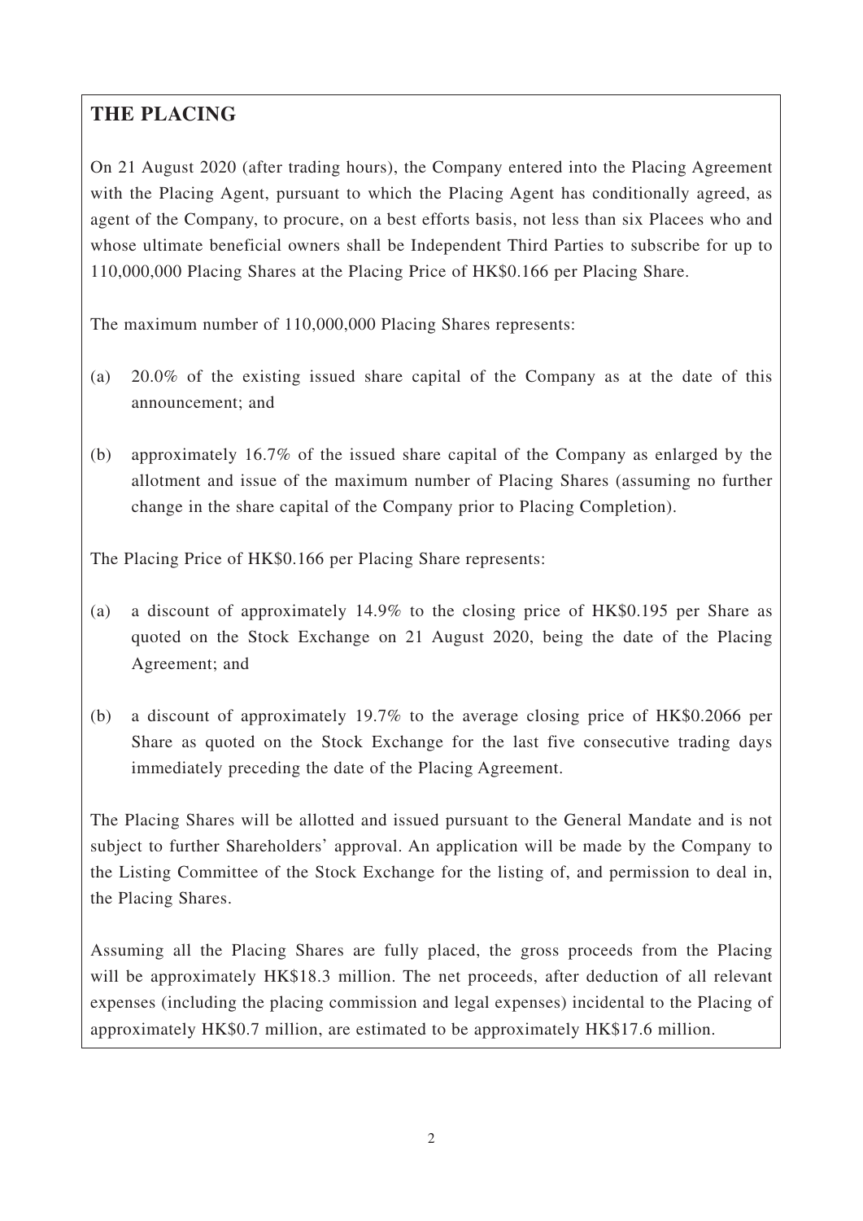## THE PLACING

On 21 August 2020 (after trading hours), the Company entered into the Placing Agreement with the Placing Agent, pursuant to which the Placing Agent has conditionally agreed, as agent of the Company, to procure, on a best efforts basis, not less than six Placees who and whose ultimate beneficial owners shall be Independent Third Parties to subscribe for up to 110,000,000 Placing Shares at the Placing Price of HK$0.166 per Placing Share.

The maximum number of 110,000,000 Placing Shares represents:

(a) 20.0% of the existing issued share capital of the Company as at the date of this announcement; and

(b) approximately 16.7% of the issued share capital of the Company as enlarged by the allotment and issue of the maximum number of Placing Shares (assuming no further change in the share capital of the Company prior to Placing Completion).

The Placing Price of HK$0.166 per Placing Share represents:

(a) a discount of approximately 14.9% to the closing price of HK$0.195 per Share as quoted on the Stock Exchange on 21 August 2020, being the date of the Placing Agreement; and

(b) a discount of approximately 19.7% to the average closing price of HK$0.2066 per Share as quoted on the Stock Exchange for the last five consecutive trading days immediately preceding the date of the Placing Agreement.

The Placing Shares will be allotted and issued pursuant to the General Mandate and is not subject to further Shareholders' approval. An application will be made by the Company to the Listing Committee of the Stock Exchange for the listing of, and permission to deal in, the Placing Shares.

Assuming all the Placing Shares are fully placed, the gross proceeds from the Placing will be approximately HK$18.3 million. The net proceeds, after deduction of all relevant expenses (including the placing commission and legal expenses) incidental to the Placing of approximately HK$0.7 million, are estimated to be approximately HK$17.6 million.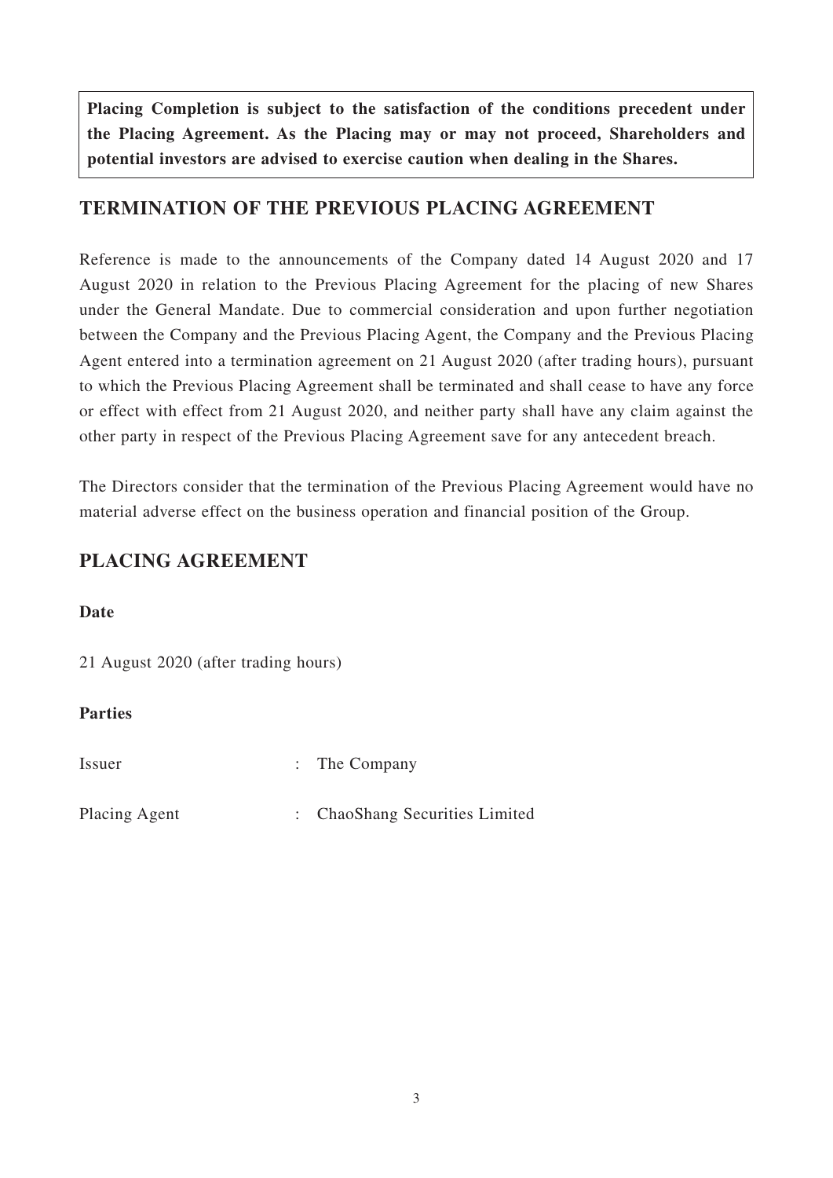**Placing Completion is subject to the satisfaction of the conditions precedent under the Placing Agreement. As the Placing may or may not proceed, Shareholders and potential investors are advised to exercise caution when dealing in the Shares.**

## TERMINATION OF THE PREVIOUS PLACING AGREEMENT

Reference is made to the announcements of the Company dated 14 August 2020 and 17 August 2020 in relation to the Previous Placing Agreement for the placing of new Shares under the General Mandate. Due to commercial consideration and upon further negotiation between the Company and the Previous Placing Agent, the Company and the Previous Placing Agent entered into a termination agreement on 21 August 2020 (after trading hours), pursuant to which the Previous Placing Agreement shall be terminated and shall cease to have any force or effect with effect from 21 August 2020, and neither party shall have any claim against the other party in respect of the Previous Placing Agreement save for any antecedent breach.

The Directors consider that the termination of the Previous Placing Agreement would have no material adverse effect on the business operation and financial position of the Group.

## PLACING AGREEMENT

**Date**

21 August 2020 (after trading hours)

**Parties**

Issuer : The Company

Placing Agent : ChaoShang Securities Limited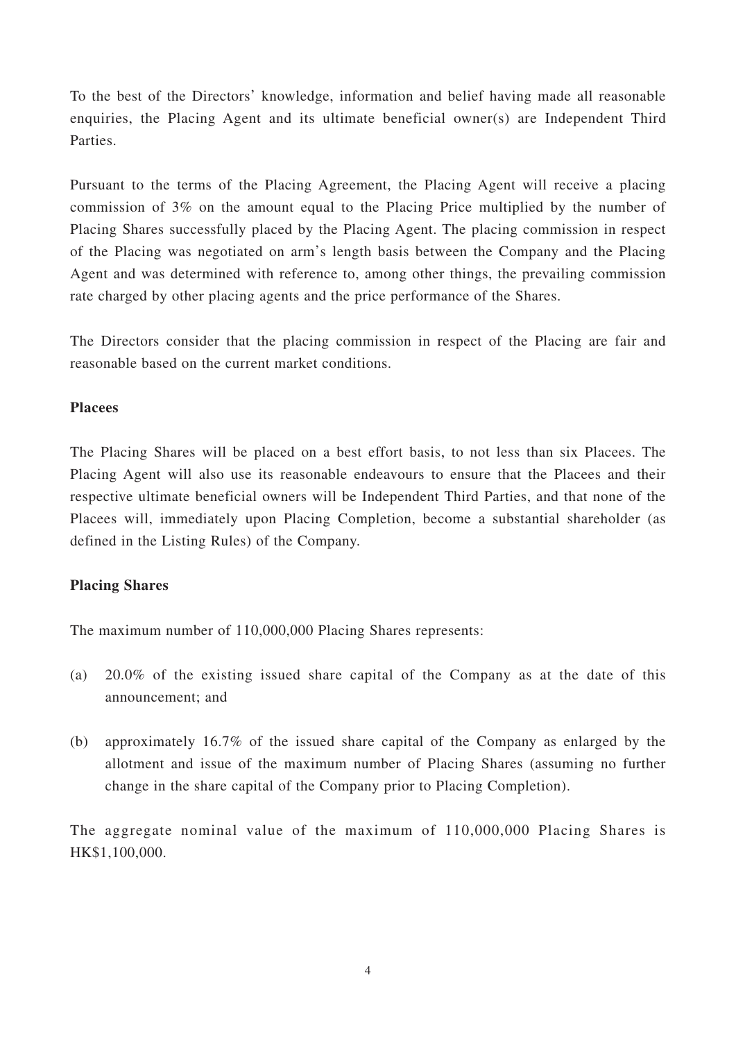To the best of the Directors' knowledge, information and belief having made all reasonable enquiries, the Placing Agent and its ultimate beneficial owner(s) are Independent Third Parties.

Pursuant to the terms of the Placing Agreement, the Placing Agent will receive a placing commission of 3% on the amount equal to the Placing Price multiplied by the number of Placing Shares successfully placed by the Placing Agent. The placing commission in respect of the Placing was negotiated on arm's length basis between the Company and the Placing Agent and was determined with reference to, among other things, the prevailing commission rate charged by other placing agents and the price performance of the Shares.

The Directors consider that the placing commission in respect of the Placing are fair and reasonable based on the current market conditions.

**Placees**

The Placing Shares will be placed on a best effort basis, to not less than six Placees. The Placing Agent will also use its reasonable endeavours to ensure that the Placees and their respective ultimate beneficial owners will be Independent Third Parties, and that none of the Placees will, immediately upon Placing Completion, become a substantial shareholder (as defined in the Listing Rules) of the Company.

**Placing Shares**

The maximum number of 110,000,000 Placing Shares represents:

(a) 20.0% of the existing issued share capital of the Company as at the date of this announcement; and

(b) approximately 16.7% of the issued share capital of the Company as enlarged by the allotment and issue of the maximum number of Placing Shares (assuming no further change in the share capital of the Company prior to Placing Completion).

The aggregate nominal value of the maximum of 110,000,000 Placing Shares is HK$1,100,000.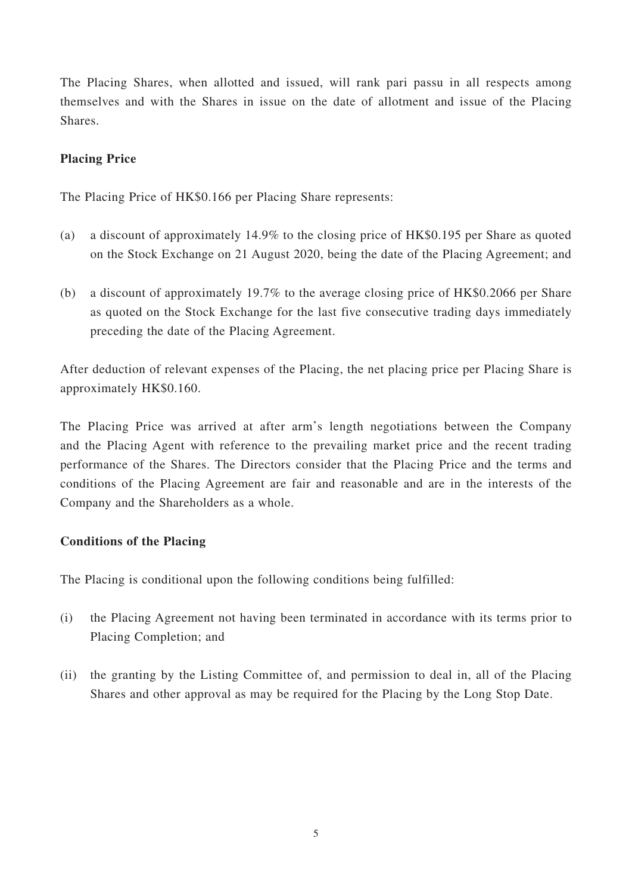The Placing Shares, when allotted and issued, will rank pari passu in all respects among themselves and with the Shares in issue on the date of allotment and issue of the Placing Shares.

**Placing Price**

The Placing Price of HK$0.166 per Placing Share represents:

(a) a discount of approximately 14.9% to the closing price of HK$0.195 per Share as quoted on the Stock Exchange on 21 August 2020, being the date of the Placing Agreement; and

(b) a discount of approximately 19.7% to the average closing price of HK$0.2066 per Share as quoted on the Stock Exchange for the last five consecutive trading days immediately preceding the date of the Placing Agreement.

After deduction of relevant expenses of the Placing, the net placing price per Placing Share is approximately HK$0.160.

The Placing Price was arrived at after arm's length negotiations between the Company and the Placing Agent with reference to the prevailing market price and the recent trading performance of the Shares. The Directors consider that the Placing Price and the terms and conditions of the Placing Agreement are fair and reasonable and are in the interests of the Company and the Shareholders as a whole.

**Conditions of the Placing**

The Placing is conditional upon the following conditions being fulfilled:

(i) the Placing Agreement not having been terminated in accordance with its terms prior to Placing Completion; and

(ii) the granting by the Listing Committee of, and permission to deal in, all of the Placing Shares and other approval as may be required for the Placing by the Long Stop Date.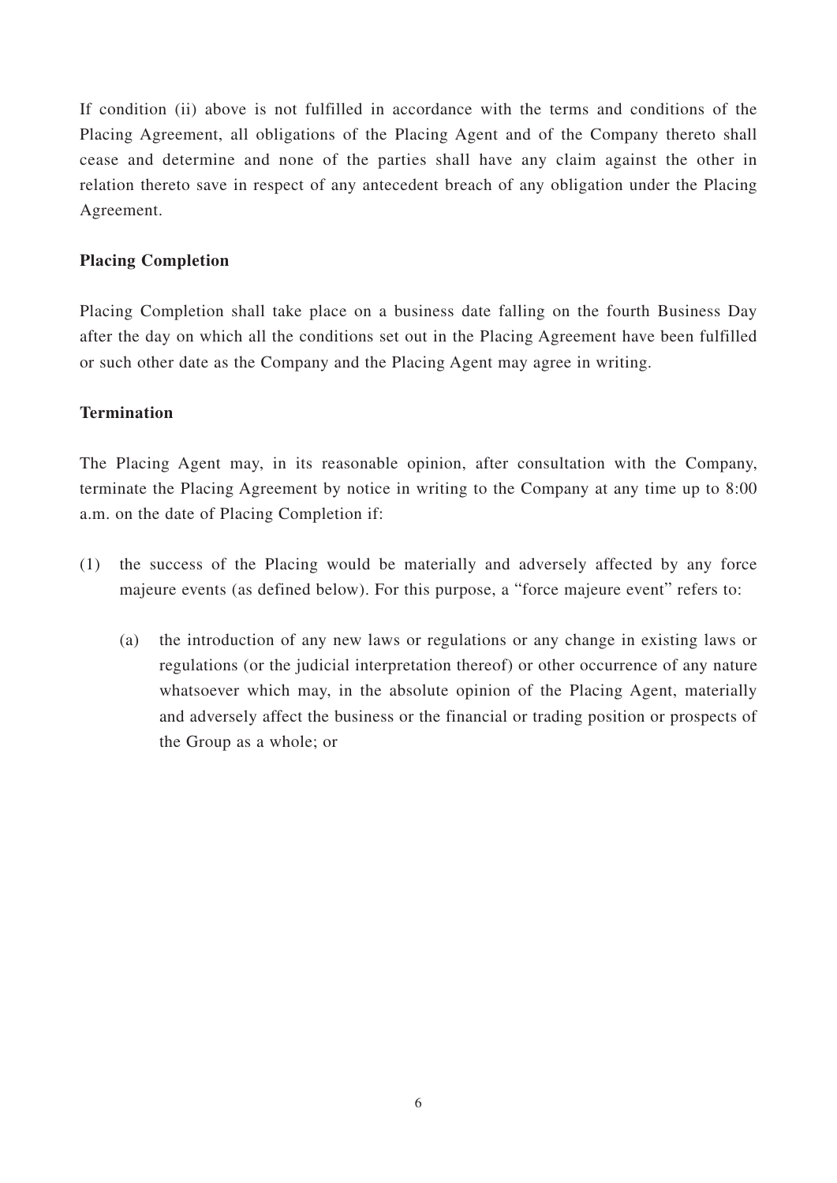If condition (ii) above is not fulfilled in accordance with the terms and conditions of the Placing Agreement, all obligations of the Placing Agent and of the Company thereto shall cease and determine and none of the parties shall have any claim against the other in relation thereto save in respect of any antecedent breach of any obligation under the Placing Agreement.

**Placing Completion**

Placing Completion shall take place on a business date falling on the fourth Business Day after the day on which all the conditions set out in the Placing Agreement have been fulfilled or such other date as the Company and the Placing Agent may agree in writing.

**Termination**

The Placing Agent may, in its reasonable opinion, after consultation with the Company, terminate the Placing Agreement by notice in writing to the Company at any time up to 8:00 a.m. on the date of Placing Completion if:

(1) the success of the Placing would be materially and adversely affected by any force majeure events (as defined below). For this purpose, a "force majeure event" refers to:

  (a) the introduction of any new laws or regulations or any change in existing laws or regulations (or the judicial interpretation thereof) or other occurrence of any nature whatsoever which may, in the absolute opinion of the Placing Agent, materially and adversely affect the business or the financial or trading position or prospects of the Group as a whole; or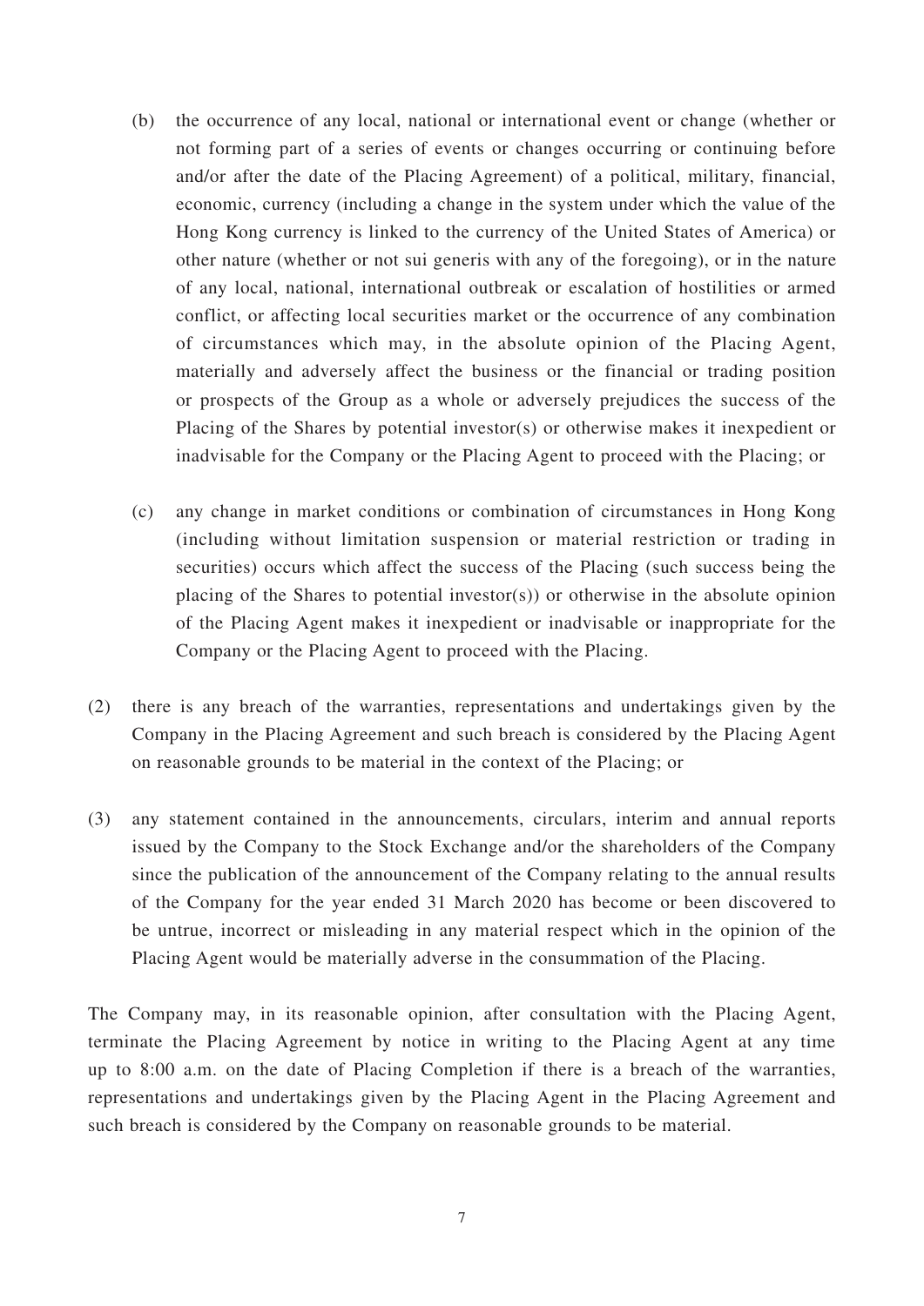(b) the occurrence of any local, national or international event or change (whether or not forming part of a series of events or changes occurring or continuing before and/or after the date of the Placing Agreement) of a political, military, financial, economic, currency (including a change in the system under which the value of the Hong Kong currency is linked to the currency of the United States of America) or other nature (whether or not sui generis with any of the foregoing), or in the nature of any local, national, international outbreak or escalation of hostilities or armed conflict, or affecting local securities market or the occurrence of any combination of circumstances which may, in the absolute opinion of the Placing Agent, materially and adversely affect the business or the financial or trading position or prospects of the Group as a whole or adversely prejudices the success of the Placing of the Shares by potential investor(s) or otherwise makes it inexpedient or inadvisable for the Company or the Placing Agent to proceed with the Placing; or

(c) any change in market conditions or combination of circumstances in Hong Kong (including without limitation suspension or material restriction or trading in securities) occurs which affect the success of the Placing (such success being the placing of the Shares to potential investor(s)) or otherwise in the absolute opinion of the Placing Agent makes it inexpedient or inadvisable or inappropriate for the Company or the Placing Agent to proceed with the Placing.

(2) there is any breach of the warranties, representations and undertakings given by the Company in the Placing Agreement and such breach is considered by the Placing Agent on reasonable grounds to be material in the context of the Placing; or

(3) any statement contained in the announcements, circulars, interim and annual reports issued by the Company to the Stock Exchange and/or the shareholders of the Company since the publication of the announcement of the Company relating to the annual results of the Company for the year ended 31 March 2020 has become or been discovered to be untrue, incorrect or misleading in any material respect which in the opinion of the Placing Agent would be materially adverse in the consummation of the Placing.

The Company may, in its reasonable opinion, after consultation with the Placing Agent, terminate the Placing Agreement by notice in writing to the Placing Agent at any time up to 8:00 a.m. on the date of Placing Completion if there is a breach of the warranties, representations and undertakings given by the Placing Agent in the Placing Agreement and such breach is considered by the Company on reasonable grounds to be material.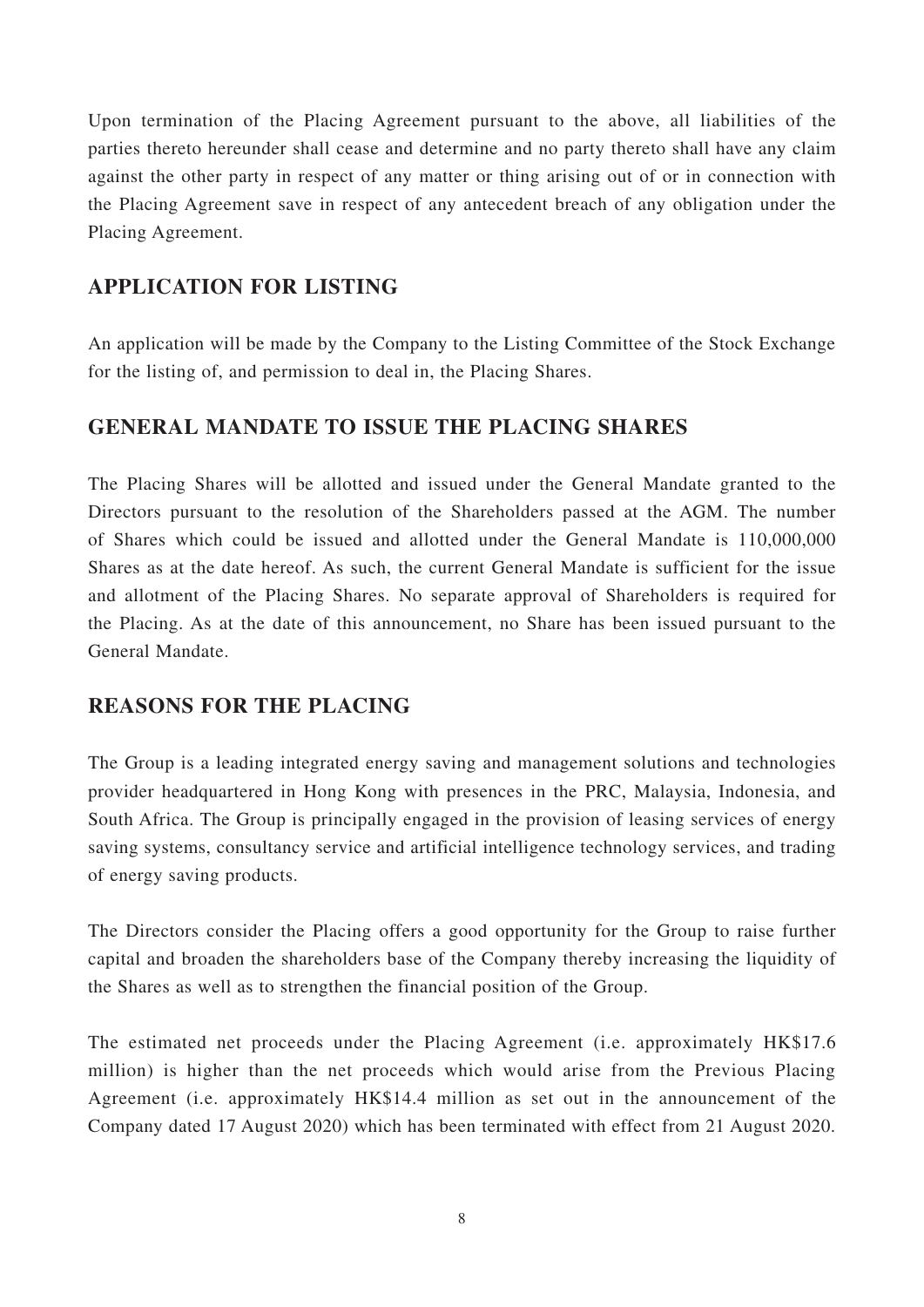Upon termination of the Placing Agreement pursuant to the above, all liabilities of the parties thereto hereunder shall cease and determine and no party thereto shall have any claim against the other party in respect of any matter or thing arising out of or in connection with the Placing Agreement save in respect of any antecedent breach of any obligation under the Placing Agreement.

## APPLICATION FOR LISTING

An application will be made by the Company to the Listing Committee of the Stock Exchange for the listing of, and permission to deal in, the Placing Shares.

## GENERAL MANDATE TO ISSUE THE PLACING SHARES

The Placing Shares will be allotted and issued under the General Mandate granted to the Directors pursuant to the resolution of the Shareholders passed at the AGM. The number of Shares which could be issued and allotted under the General Mandate is 110,000,000 Shares as at the date hereof. As such, the current General Mandate is sufficient for the issue and allotment of the Placing Shares. No separate approval of Shareholders is required for the Placing. As at the date of this announcement, no Share has been issued pursuant to the General Mandate.

## REASONS FOR THE PLACING

The Group is a leading integrated energy saving and management solutions and technologies provider headquartered in Hong Kong with presences in the PRC, Malaysia, Indonesia, and South Africa. The Group is principally engaged in the provision of leasing services of energy saving systems, consultancy service and artificial intelligence technology services, and trading of energy saving products.

The Directors consider the Placing offers a good opportunity for the Group to raise further capital and broaden the shareholders base of the Company thereby increasing the liquidity of the Shares as well as to strengthen the financial position of the Group.

The estimated net proceeds under the Placing Agreement (i.e. approximately HK$17.6 million) is higher than the net proceeds which would arise from the Previous Placing Agreement (i.e. approximately HK$14.4 million as set out in the announcement of the Company dated 17 August 2020) which has been terminated with effect from 21 August 2020.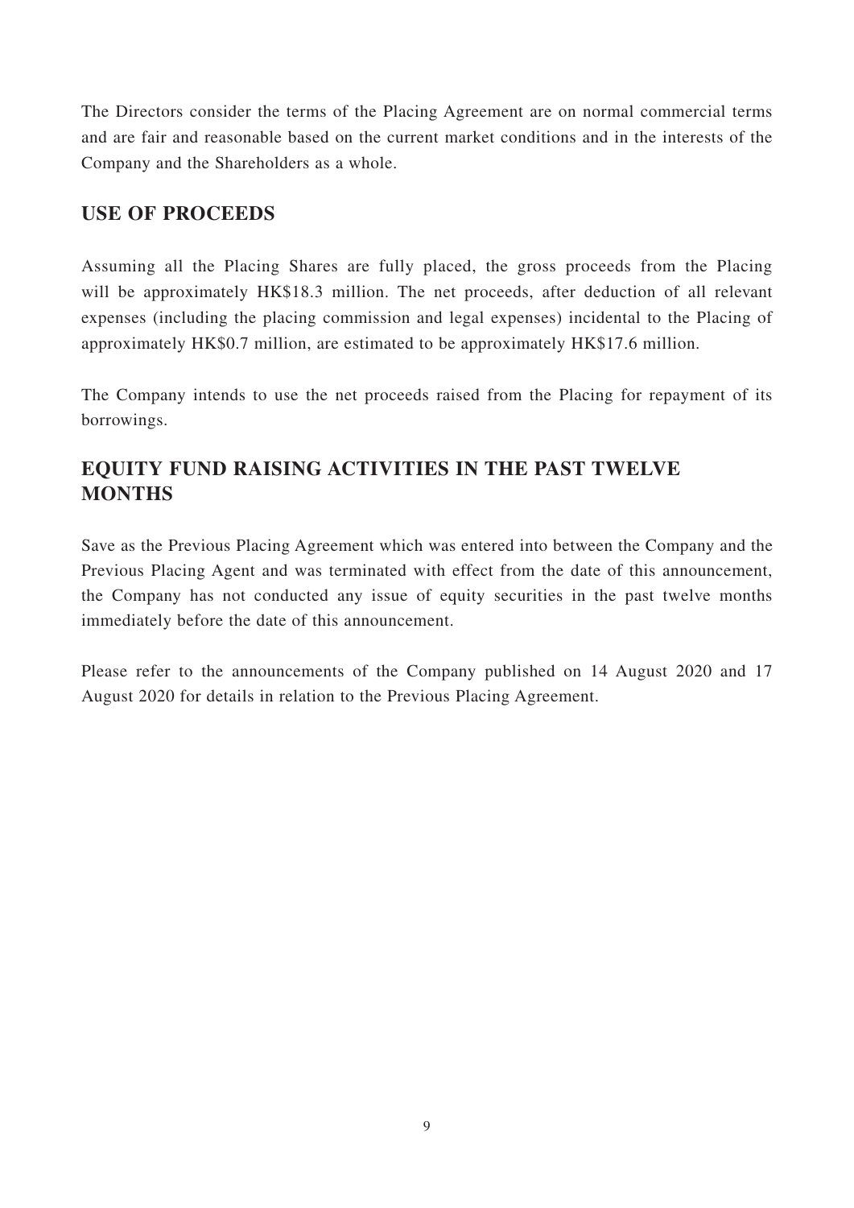The Directors consider the terms of the Placing Agreement are on normal commercial terms and are fair and reasonable based on the current market conditions and in the interests of the Company and the Shareholders as a whole.

## USE OF PROCEEDS

Assuming all the Placing Shares are fully placed, the gross proceeds from the Placing will be approximately HK$18.3 million. The net proceeds, after deduction of all relevant expenses (including the placing commission and legal expenses) incidental to the Placing of approximately HK$0.7 million, are estimated to be approximately HK$17.6 million.

The Company intends to use the net proceeds raised from the Placing for repayment of its borrowings.

## EQUITY FUND RAISING ACTIVITIES IN THE PAST TWELVE MONTHS

Save as the Previous Placing Agreement which was entered into between the Company and the Previous Placing Agent and was terminated with effect from the date of this announcement, the Company has not conducted any issue of equity securities in the past twelve months immediately before the date of this announcement.

Please refer to the announcements of the Company published on 14 August 2020 and 17 August 2020 for details in relation to the Previous Placing Agreement.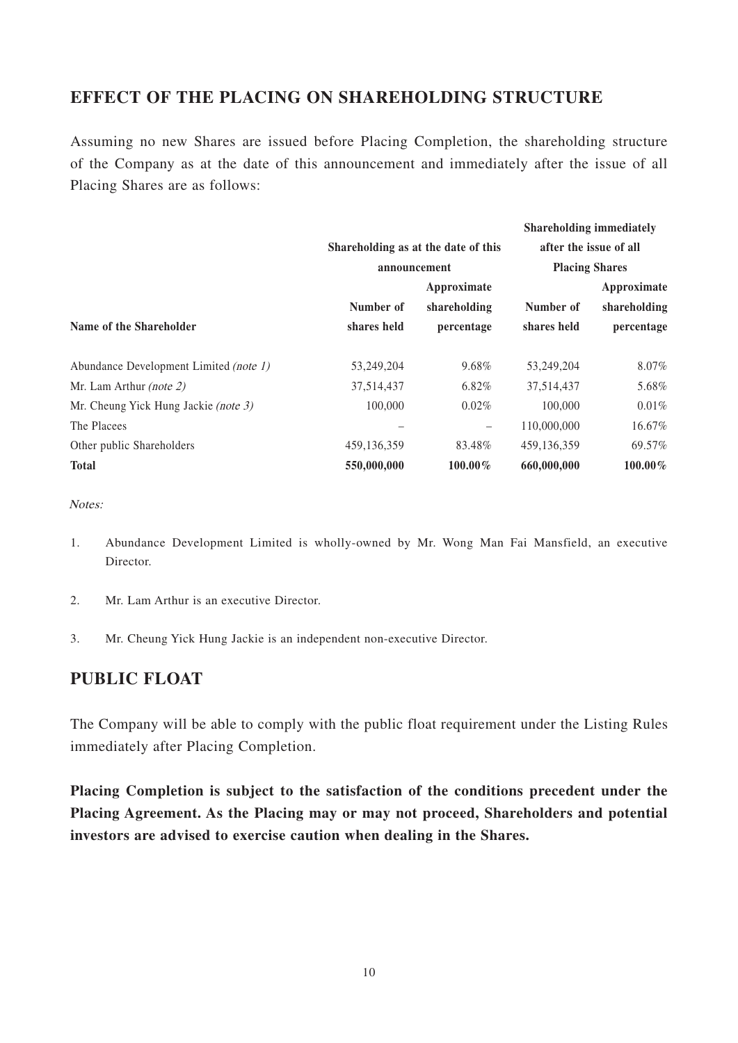## EFFECT OF THE PLACING ON SHAREHOLDING STRUCTURE

Assuming no new Shares are issued before Placing Completion, the shareholding structure of the Company as at the date of this announcement and immediately after the issue of all Placing Shares are as follows:

| Name of the Shareholder | Shareholding as at the date of this announcement | | Shareholding immediately after the issue of all Placing Shares | |
|---|---|---|---|---|
| | Number of shares held | Approximate shareholding percentage | Number of shares held | Approximate shareholding percentage |
| Abundance Development Limited *(note 1)* | 53,249,204 | 9.68% | 53,249,204 | 8.07% |
| Mr. Lam Arthur *(note 2)* | 37,514,437 | 6.82% | 37,514,437 | 5.68% |
| Mr. Cheung Yick Hung Jackie *(note 3)* | 100,000 | 0.02% | 100,000 | 0.01% |
| The Placees | – | – | 110,000,000 | 16.67% |
| Other public Shareholders | 459,136,359 | 83.48% | 459,136,359 | 69.57% |
| **Total** | **550,000,000** | **100.00%** | **660,000,000** | **100.00%** |

*Notes:*

1. Abundance Development Limited is wholly-owned by Mr. Wong Man Fai Mansfield, an executive Director.

2. Mr. Lam Arthur is an executive Director.

3. Mr. Cheung Yick Hung Jackie is an independent non-executive Director.

## PUBLIC FLOAT

The Company will be able to comply with the public float requirement under the Listing Rules immediately after Placing Completion.

**Placing Completion is subject to the satisfaction of the conditions precedent under the Placing Agreement. As the Placing may or may not proceed, Shareholders and potential investors are advised to exercise caution when dealing in the Shares.**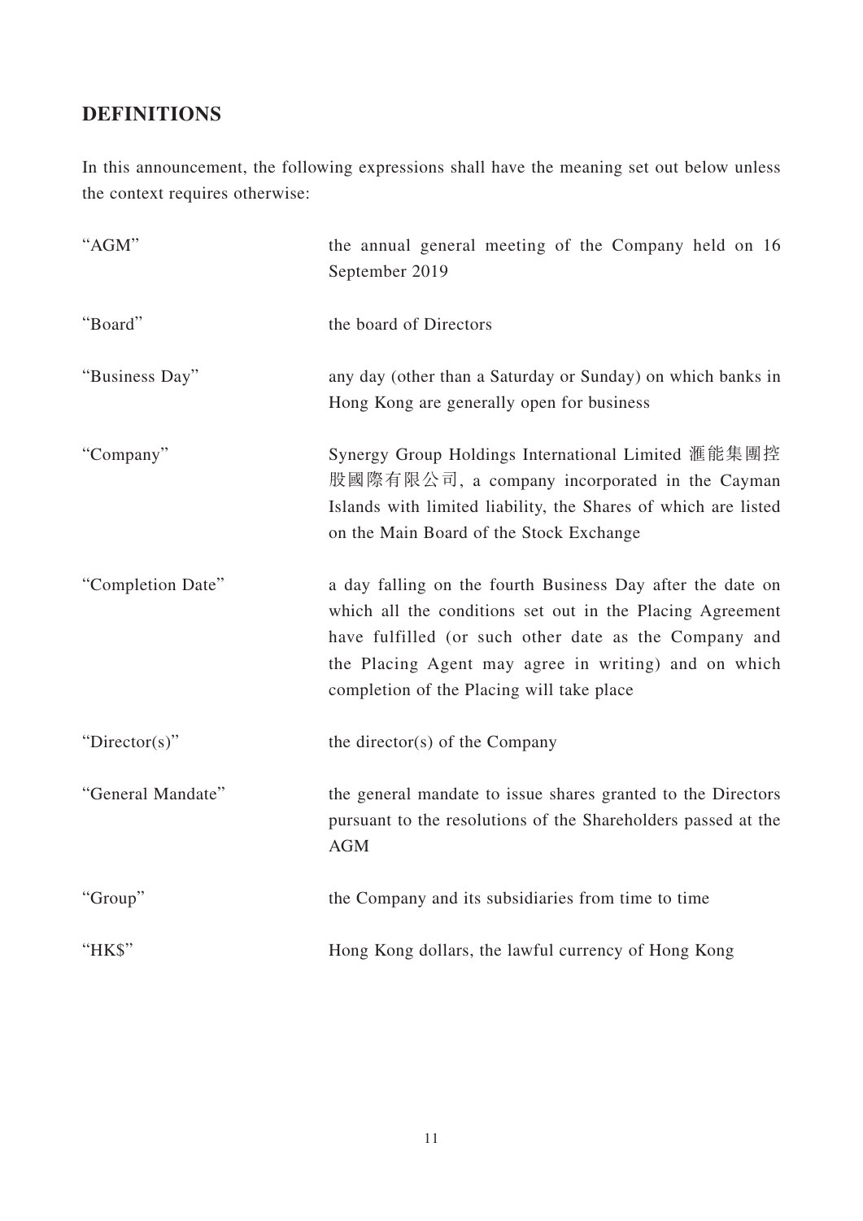## DEFINITIONS

In this announcement, the following expressions shall have the meaning set out below unless the context requires otherwise:

| | |
|---|---|
| "AGM" | the annual general meeting of the Company held on 16 September 2019 |
| "Board" | the board of Directors |
| "Business Day" | any day (other than a Saturday or Sunday) on which banks in Hong Kong are generally open for business |
| "Company" | Synergy Group Holdings International Limited 滙能集團控股國際有限公司, a company incorporated in the Cayman Islands with limited liability, the Shares of which are listed on the Main Board of the Stock Exchange |
| "Completion Date" | a day falling on the fourth Business Day after the date on which all the conditions set out in the Placing Agreement have fulfilled (or such other date as the Company and the Placing Agent may agree in writing) and on which completion of the Placing will take place |
| "Director(s)" | the director(s) of the Company |
| "General Mandate" | the general mandate to issue shares granted to the Directors pursuant to the resolutions of the Shareholders passed at the AGM |
| "Group" | the Company and its subsidiaries from time to time |
| "HK$" | Hong Kong dollars, the lawful currency of Hong Kong |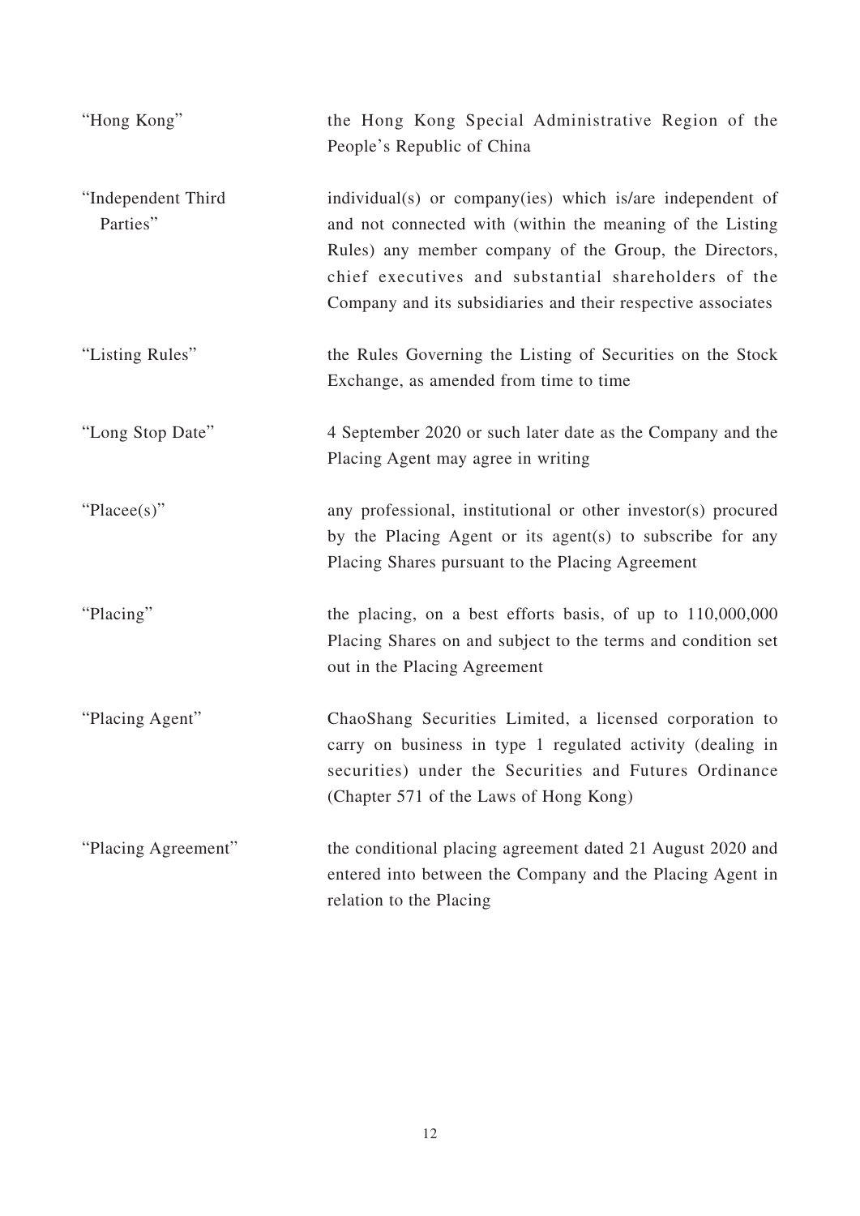| | |
|---|---|
| "Hong Kong" | the Hong Kong Special Administrative Region of the People's Republic of China |
| "Independent Third Parties" | individual(s) or company(ies) which is/are independent of and not connected with (within the meaning of the Listing Rules) any member company of the Group, the Directors, chief executives and substantial shareholders of the Company and its subsidiaries and their respective associates |
| "Listing Rules" | the Rules Governing the Listing of Securities on the Stock Exchange, as amended from time to time |
| "Long Stop Date" | 4 September 2020 or such later date as the Company and the Placing Agent may agree in writing |
| "Placee(s)" | any professional, institutional or other investor(s) procured by the Placing Agent or its agent(s) to subscribe for any Placing Shares pursuant to the Placing Agreement |
| "Placing" | the placing, on a best efforts basis, of up to 110,000,000 Placing Shares on and subject to the terms and condition set out in the Placing Agreement |
| "Placing Agent" | ChaoShang Securities Limited, a licensed corporation to carry on business in type 1 regulated activity (dealing in securities) under the Securities and Futures Ordinance (Chapter 571 of the Laws of Hong Kong) |
| "Placing Agreement" | the conditional placing agreement dated 21 August 2020 and entered into between the Company and the Placing Agent in relation to the Placing |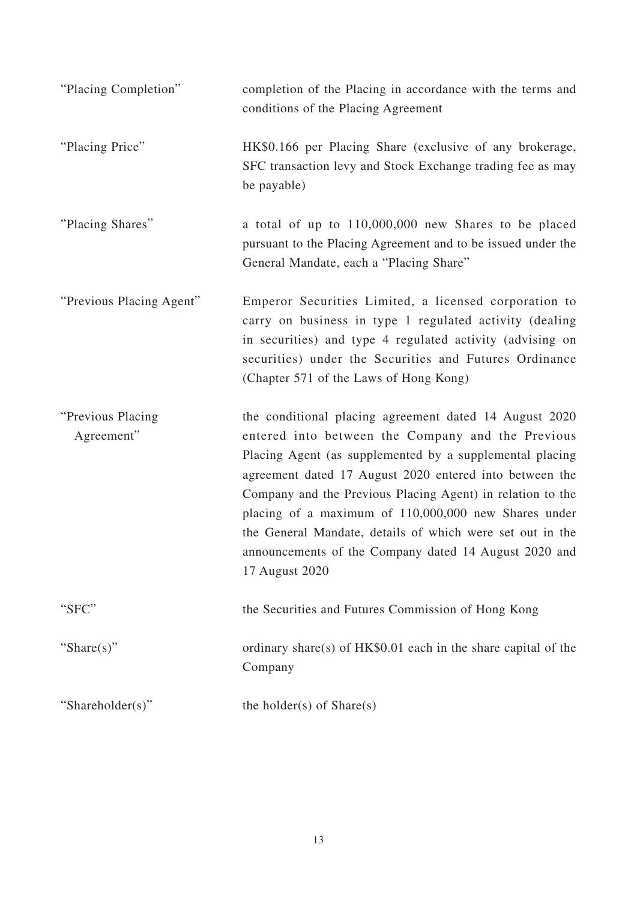| | |
|---|---|
| "Placing Completion" | completion of the Placing in accordance with the terms and conditions of the Placing Agreement |
| "Placing Price" | HK$0.166 per Placing Share (exclusive of any brokerage, SFC transaction levy and Stock Exchange trading fee as may be payable) |
| "Placing Shares" | a total of up to 110,000,000 new Shares to be placed pursuant to the Placing Agreement and to be issued under the General Mandate, each a "Placing Share" |
| "Previous Placing Agent" | Emperor Securities Limited, a licensed corporation to carry on business in type 1 regulated activity (dealing in securities) and type 4 regulated activity (advising on securities) under the Securities and Futures Ordinance (Chapter 571 of the Laws of Hong Kong) |
| "Previous Placing Agreement" | the conditional placing agreement dated 14 August 2020 entered into between the Company and the Previous Placing Agent (as supplemented by a supplemental placing agreement dated 17 August 2020 entered into between the Company and the Previous Placing Agent) in relation to the placing of a maximum of 110,000,000 new Shares under the General Mandate, details of which were set out in the announcements of the Company dated 14 August 2020 and 17 August 2020 |
| "SFC" | the Securities and Futures Commission of Hong Kong |
| "Share(s)" | ordinary share(s) of HK$0.01 each in the share capital of the Company |
| "Shareholder(s)" | the holder(s) of Share(s) |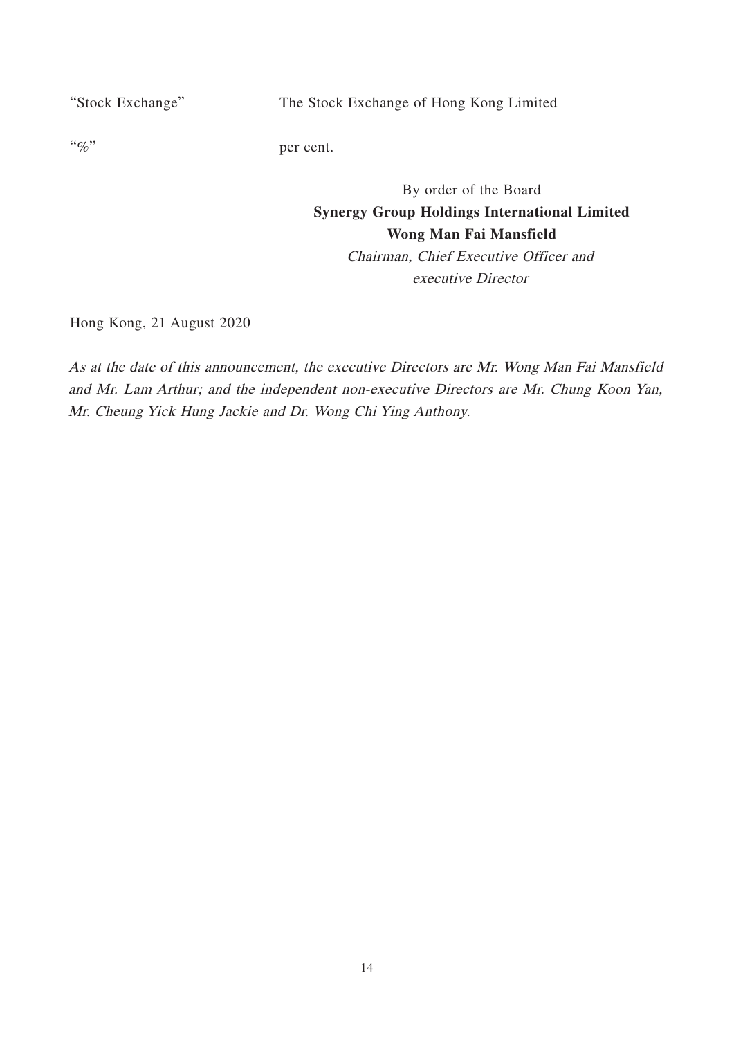| | |
|---|---|
| "Stock Exchange" | The Stock Exchange of Hong Kong Limited |
| "%" | per cent. |

By order of the Board
**Synergy Group Holdings International Limited**
**Wong Man Fai Mansfield**
*Chairman, Chief Executive Officer and executive Director*

Hong Kong, 21 August 2020

*As at the date of this announcement, the executive Directors are Mr. Wong Man Fai Mansfield and Mr. Lam Arthur; and the independent non-executive Directors are Mr. Chung Koon Yan, Mr. Cheung Yick Hung Jackie and Dr. Wong Chi Ying Anthony.*